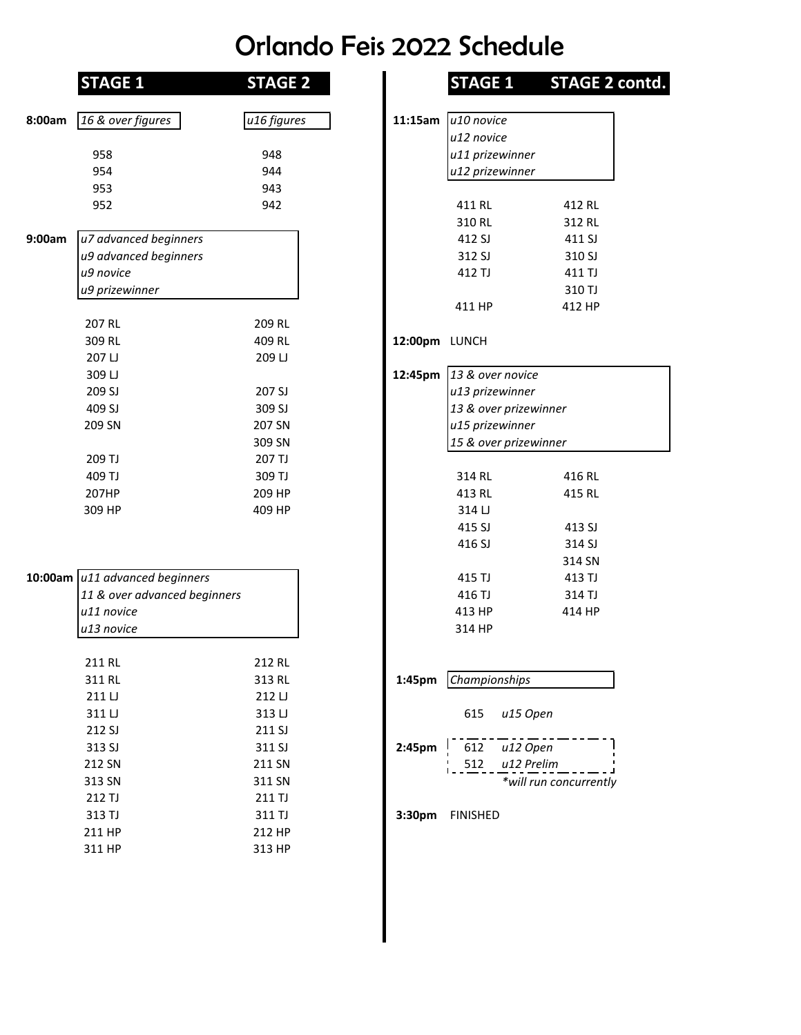# Orlando Feis 2022 Schedule

| Time | STAGE 1 | STAGE 2 |
|---|---|---|
| 8:00am | *16 & over figures* | *u16 figures* |
| | 958 | 948 |
| | 954 | 944 |
| | 953 | 943 |
| | 952 | 942 |
| 9:00am | *u7 advanced beginners* | |
| | *u9 advanced beginners* | |
| | *u9 novice* | |
| | *u9 prizewinner* | |
| | 207 RL | 209 RL |
| | 309 RL | 409 RL |
| | 207 LJ | 209 LJ |
| | 309 LJ | |
| | 209 SJ | 207 SJ |
| | 409 SJ | 309 SJ |
| | 209 SN | 207 SN |
| | | 309 SN |
| | 209 TJ | 207 TJ |
| | 409 TJ | 309 TJ |
| | 207HP | 209 HP |
| | 309 HP | 409 HP |
| 10:00am | *u11 advanced beginners* | |
| | *11 & over advanced beginners* | |
| | *u11 novice* | |
| | *u13 novice* | |
| | 211 RL | 212 RL |
| | 311 RL | 313 RL |
| | 211 LJ | 212 LJ |
| | 311 LJ | 313 LJ |
| | 212 SJ | 211 SJ |
| | 313 SJ | 311 SJ |
| | 212 SN | 211 SN |
| | 313 SN | 311 SN |
| | 212 TJ | 211 TJ |
| | 313 TJ | 311 TJ |
| | 211 HP | 212 HP |
| | 311 HP | 313 HP |

| Time | STAGE 1 | STAGE 2 contd. |
|---|---|---|
| 11:15am | *u10 novice* | |
| | *u12 novice* | |
| | *u11 prizewinner* | |
| | *u12 prizewinner* | |
| | 411 RL | 412 RL |
| | 310 RL | 312 RL |
| | 412 SJ | 411 SJ |
| | 312 SJ | 310 SJ |
| | 412 TJ | 411 TJ |
| | | 310 TJ |
| | 411 HP | 412 HP |
| 12:00pm | LUNCH | |
| 12:45pm | *13 & over novice* | |
| | *u13 prizewinner* | |
| | *13 & over prizewinner* | |
| | *u15 prizewinner* | |
| | *15 & over prizewinner* | |
| | 314 RL | 416 RL |
| | 413 RL | 415 RL |
| | 314 LJ | |
| | 415 SJ | 413 SJ |
| | 416 SJ | 314 SJ |
| | | 314 SN |
| | 415 TJ | 413 TJ |
| | 416 TJ | 314 TJ |
| | 413 HP | 414 HP |
| | 314 HP | |
| 1:45pm | *Championships* | |
| | 615 *u15 Open* | |
| 2:45pm | 612 *u12 Open* | |
| | 512 *u12 Prelim* | |
| | *\*will run concurrently* | |
| 3:30pm | FINISHED | |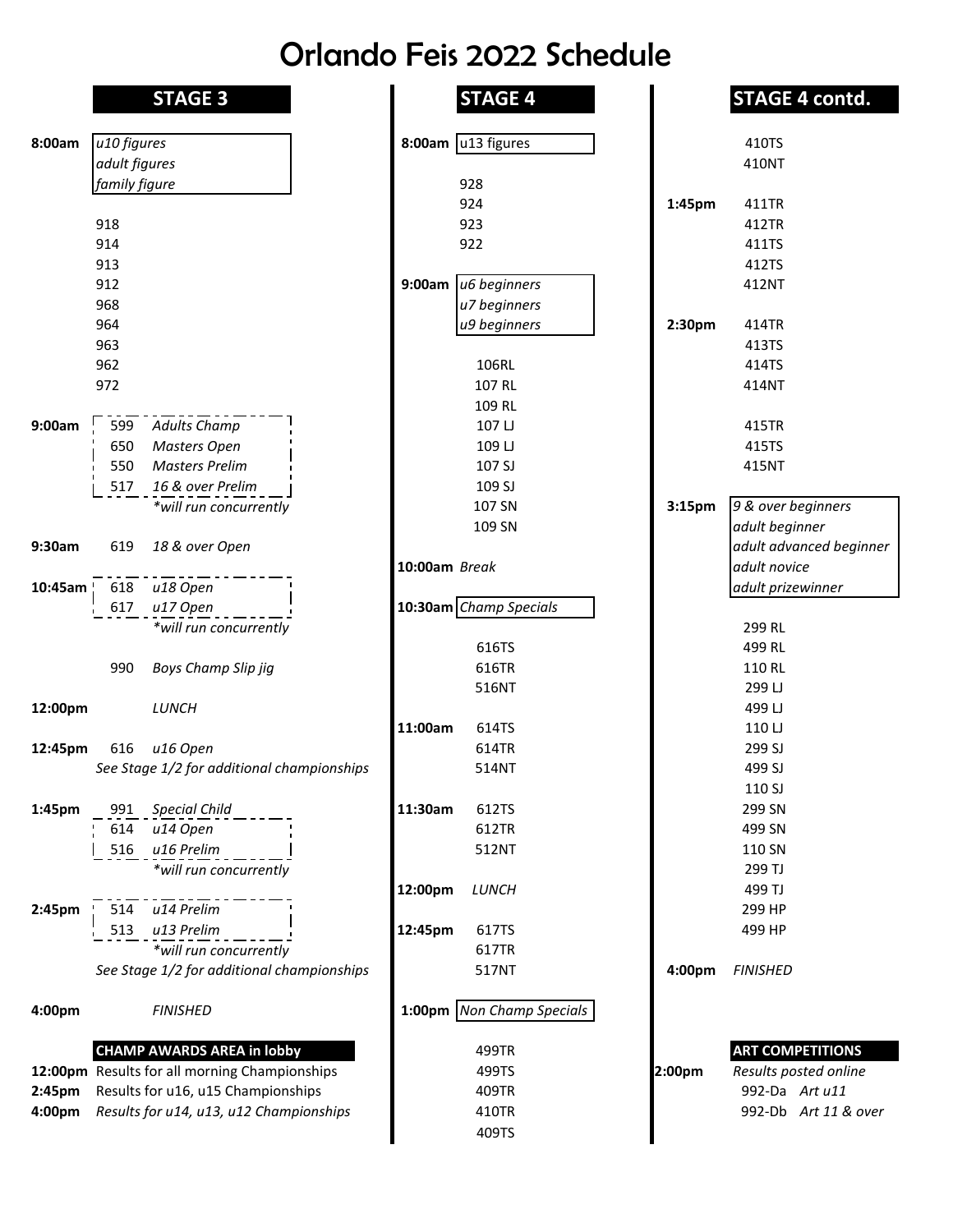# Orlando Feis 2022 Schedule

## STAGE 3

| Time | # | Event |
|---|---|---|
| 8:00am | | *u10 figures* |
| | | *adult figures* |
| | | *family figure* |
| | 918 | |
| | 914 | |
| | 913 | |
| | 912 | |
| | 968 | |
| | 964 | |
| | 963 | |
| | 962 | |
| | 972 | |
| 9:00am | 599 | *Adults Champ* |
| | 650 | *Masters Open* |
| | 550 | *Masters Prelim* |
| | 517 | *16 & over Prelim* |
| | | **will run concurrently* |
| 9:30am | 619 | *18 & over Open* |
| 10:45am | 618 | *u18 Open* |
| | 617 | *u17 Open* |
| | | **will run concurrently* |
| | 990 | *Boys Champ Slip jig* |
| 12:00pm | | *LUNCH* |
| 12:45pm | 616 | *u16 Open* |
| | | *See Stage 1/2 for additional championships* |
| 1:45pm | 991 | *Special Child* |
| | 614 | *u14 Open* |
| | 516 | *u16 Prelim* |
| | | **will run concurrently* |
| 2:45pm | 514 | *u14 Prelim* |
| | 513 | *u13 Prelim* |
| | | **will run concurrently* |
| | | *See Stage 1/2 for additional championships* |
| 4:00pm | | *FINISHED* |

### CHAMP AWARDS AREA in lobby

| | |
|---|---|
| 12:00pm | Results for all morning Championships |
| 2:45pm | Results for u16, u15 Championships |
| 4:00pm | *Results for u14, u13, u12 Championships* |

## STAGE 4

| Time | Event |
|---|---|
| 8:00am | u13 figures |
| | 928 |
| | 924 |
| | 923 |
| | 922 |
| 9:00am | *u6 beginners* |
| | *u7 beginners* |
| | *u9 beginners* |
| | 106RL |
| | 107 RL |
| | 109 RL |
| | 107 LJ |
| | 109 LJ |
| | 107 SJ |
| | 109 SJ |
| | 107 SN |
| | 109 SN |
| 10:00am | *Break* |
| 10:30am | *Champ Specials* |
| | 616TS |
| | 616TR |
| | 516NT |
| 11:00am | 614TS |
| | 614TR |
| | 514NT |
| 11:30am | 612TS |
| | 612TR |
| | 512NT |
| 12:00pm | *LUNCH* |
| 12:45pm | 617TS |
| | 617TR |
| | 517NT |
| 1:00pm | *Non Champ Specials* |
| | 499TR |
| | 499TS |
| | 409TR |
| | 410TR |
| | 409TS |

## STAGE 4 contd.

| Time | Event |
|---|---|
| | 410TS |
| | 410NT |
| 1:45pm | 411TR |
| | 412TR |
| | 411TS |
| | 412TS |
| | 412NT |
| 2:30pm | 414TR |
| | 413TS |
| | 414TS |
| | 414NT |
| | 415TR |
| | 415TS |
| | 415NT |
| 3:15pm | *9 & over beginners* |
| | *adult beginner* |
| | *adult advanced beginner* |
| | *adult novice* |
| | *adult prizewinner* |
| | 299 RL |
| | 499 RL |
| | 110 RL |
| | 299 LJ |
| | 499 LJ |
| | 110 LJ |
| | 299 SJ |
| | 499 SJ |
| | 110 SJ |
| | 299 SN |
| | 499 SN |
| | 110 SN |
| | 299 TJ |
| | 499 TJ |
| | 299 HP |
| | 499 HP |
| 4:00pm | *FINISHED* |

### ART COMPETITIONS

| | |
|---|---|
| 2:00pm | *Results posted online* |
| | 992-Da *Art u11* |
| | 992-Db *Art 11 & over* |